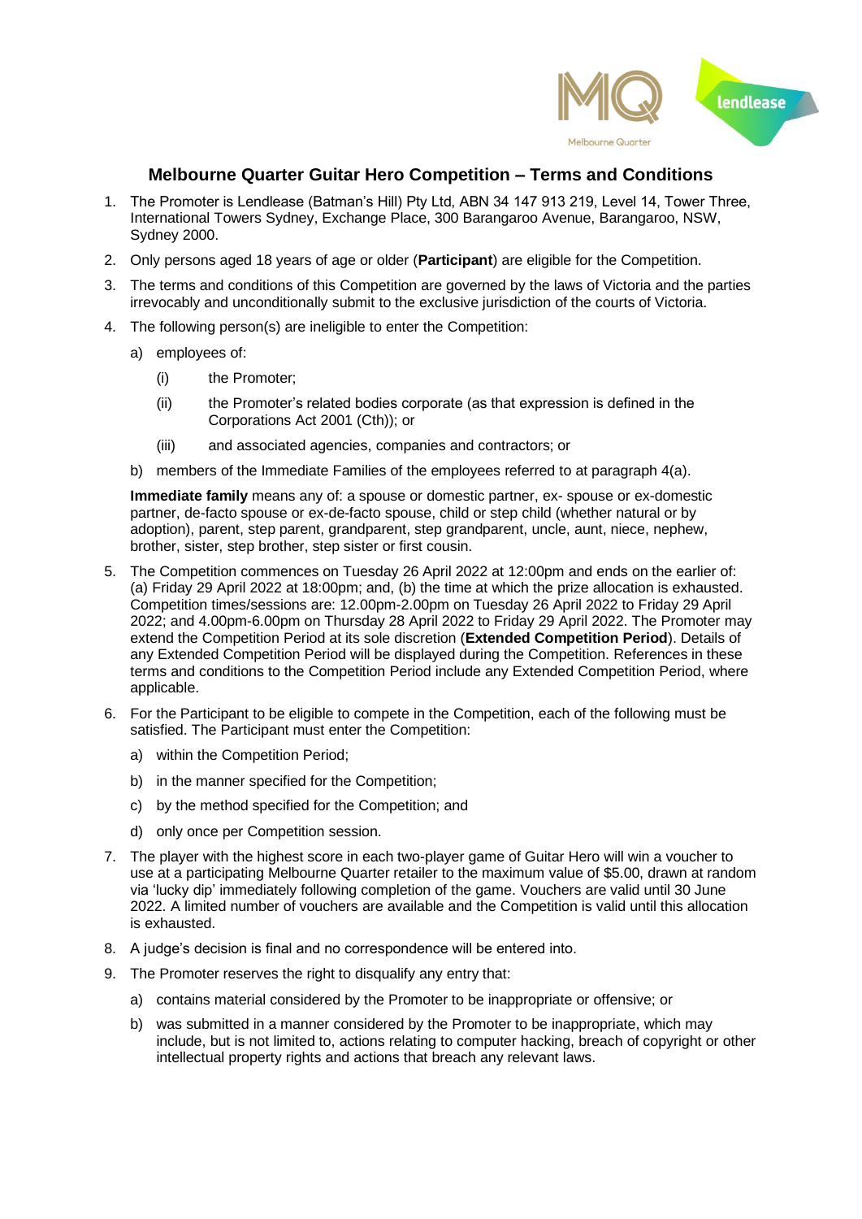# Melbourne Quarter Guitar Hero Competition – Terms and Conditions

1. The Promoter is Lendlease (Batman's Hill) Pty Ltd, ABN 34 147 913 219, Level 14, Tower Three, International Towers Sydney, Exchange Place, 300 Barangaroo Avenue, Barangaroo, NSW, Sydney 2000.
2. Only persons aged 18 years of age or older (**Participant**) are eligible for the Competition.
3. The terms and conditions of this Competition are governed by the laws of Victoria and the parties irrevocably and unconditionally submit to the exclusive jurisdiction of the courts of Victoria.
4. The following person(s) are ineligible to enter the Competition:
   a) employees of:
      (i) the Promoter;
      (ii) the Promoter's related bodies corporate (as that expression is defined in the Corporations Act 2001 (Cth)); or
      (iii) and associated agencies, companies and contractors; or
   b) members of the Immediate Families of the employees referred to at paragraph 4(a).

   **Immediate family** means any of: a spouse or domestic partner, ex- spouse or ex-domestic partner, de-facto spouse or ex-de-facto spouse, child or step child (whether natural or by adoption), parent, step parent, grandparent, step grandparent, uncle, aunt, niece, nephew, brother, sister, step brother, step sister or first cousin.
5. The Competition commences on Tuesday 26 April 2022 at 12:00pm and ends on the earlier of: (a) Friday 29 April 2022 at 18:00pm; and, (b) the time at which the prize allocation is exhausted. Competition times/sessions are: 12.00pm-2.00pm on Tuesday 26 April 2022 to Friday 29 April 2022; and 4.00pm-6.00pm on Thursday 28 April 2022 to Friday 29 April 2022. The Promoter may extend the Competition Period at its sole discretion (**Extended Competition Period**). Details of any Extended Competition Period will be displayed during the Competition. References in these terms and conditions to the Competition Period include any Extended Competition Period, where applicable.
6. For the Participant to be eligible to compete in the Competition, each of the following must be satisfied. The Participant must enter the Competition:
   a) within the Competition Period;
   b) in the manner specified for the Competition;
   c) by the method specified for the Competition; and
   d) only once per Competition session.
7. The player with the highest score in each two-player game of Guitar Hero will win a voucher to use at a participating Melbourne Quarter retailer to the maximum value of $5.00, drawn at random via 'lucky dip' immediately following completion of the game. Vouchers are valid until 30 June 2022. A limited number of vouchers are available and the Competition is valid until this allocation is exhausted.
8. A judge's decision is final and no correspondence will be entered into.
9. The Promoter reserves the right to disqualify any entry that:
   a) contains material considered by the Promoter to be inappropriate or offensive; or
   b) was submitted in a manner considered by the Promoter to be inappropriate, which may include, but is not limited to, actions relating to computer hacking, breach of copyright or other intellectual property rights and actions that breach any relevant laws.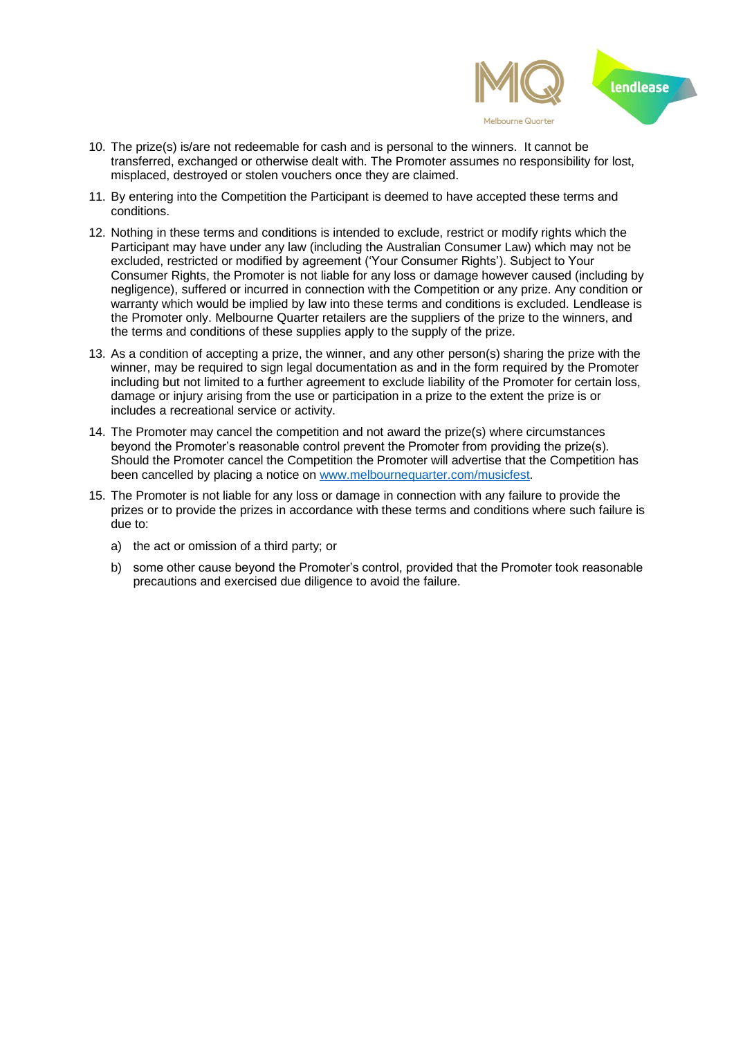10. The prize(s) is/are not redeemable for cash and is personal to the winners. It cannot be transferred, exchanged or otherwise dealt with. The Promoter assumes no responsibility for lost, misplaced, destroyed or stolen vouchers once they are claimed.
11. By entering into the Competition the Participant is deemed to have accepted these terms and conditions.
12. Nothing in these terms and conditions is intended to exclude, restrict or modify rights which the Participant may have under any law (including the Australian Consumer Law) which may not be excluded, restricted or modified by agreement ('Your Consumer Rights'). Subject to Your Consumer Rights, the Promoter is not liable for any loss or damage however caused (including by negligence), suffered or incurred in connection with the Competition or any prize. Any condition or warranty which would be implied by law into these terms and conditions is excluded. Lendlease is the Promoter only. Melbourne Quarter retailers are the suppliers of the prize to the winners, and the terms and conditions of these supplies apply to the supply of the prize.
13. As a condition of accepting a prize, the winner, and any other person(s) sharing the prize with the winner, may be required to sign legal documentation as and in the form required by the Promoter including but not limited to a further agreement to exclude liability of the Promoter for certain loss, damage or injury arising from the use or participation in a prize to the extent the prize is or includes a recreational service or activity.
14. The Promoter may cancel the competition and not award the prize(s) where circumstances beyond the Promoter's reasonable control prevent the Promoter from providing the prize(s). Should the Promoter cancel the Competition the Promoter will advertise that the Competition has been cancelled by placing a notice on [www.melbournequarter.com/musicfest](http://www.melbournequarter.com/musicfest).
15. The Promoter is not liable for any loss or damage in connection with any failure to provide the prizes or to provide the prizes in accordance with these terms and conditions where such failure is due to:
    a) the act or omission of a third party; or
    b) some other cause beyond the Promoter's control, provided that the Promoter took reasonable precautions and exercised due diligence to avoid the failure.